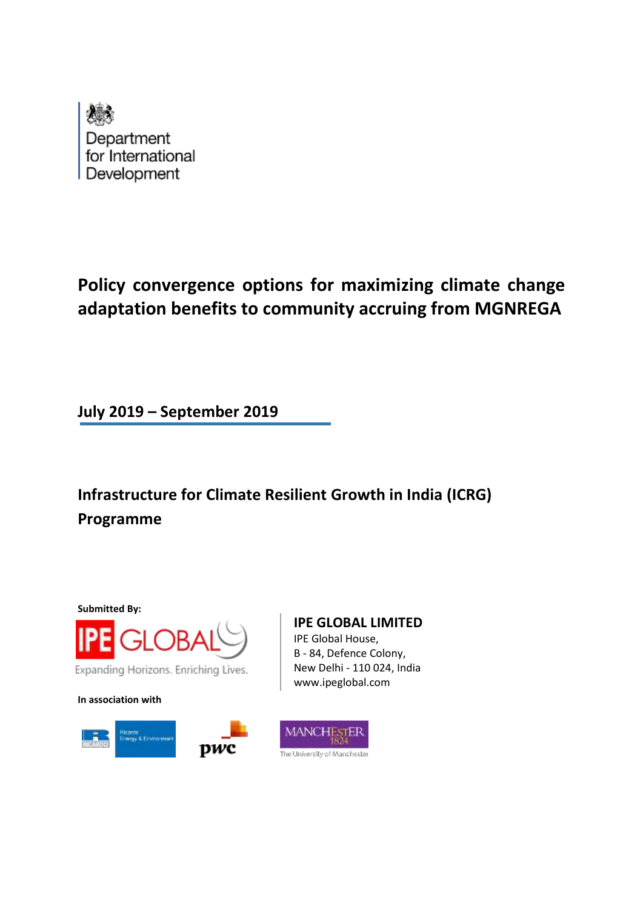Department for International Development

# Policy convergence options for maximizing climate change adaptation benefits to community accruing from MGNREGA

**July 2019 – September 2019**

## Infrastructure for Climate Resilient Growth in India (ICRG) Programme

**Submitted By:**

IPE GLOBAL

Expanding Horizons. Enriching Lives.

**IPE GLOBAL LIMITED**
IPE Global House,
B - 84, Defence Colony,
New Delhi - 110 024, India
www.ipeglobal.com

**In association with**

Ricardo Energy & Environment

pwc

MANCHESTER 1824
The University of Manchester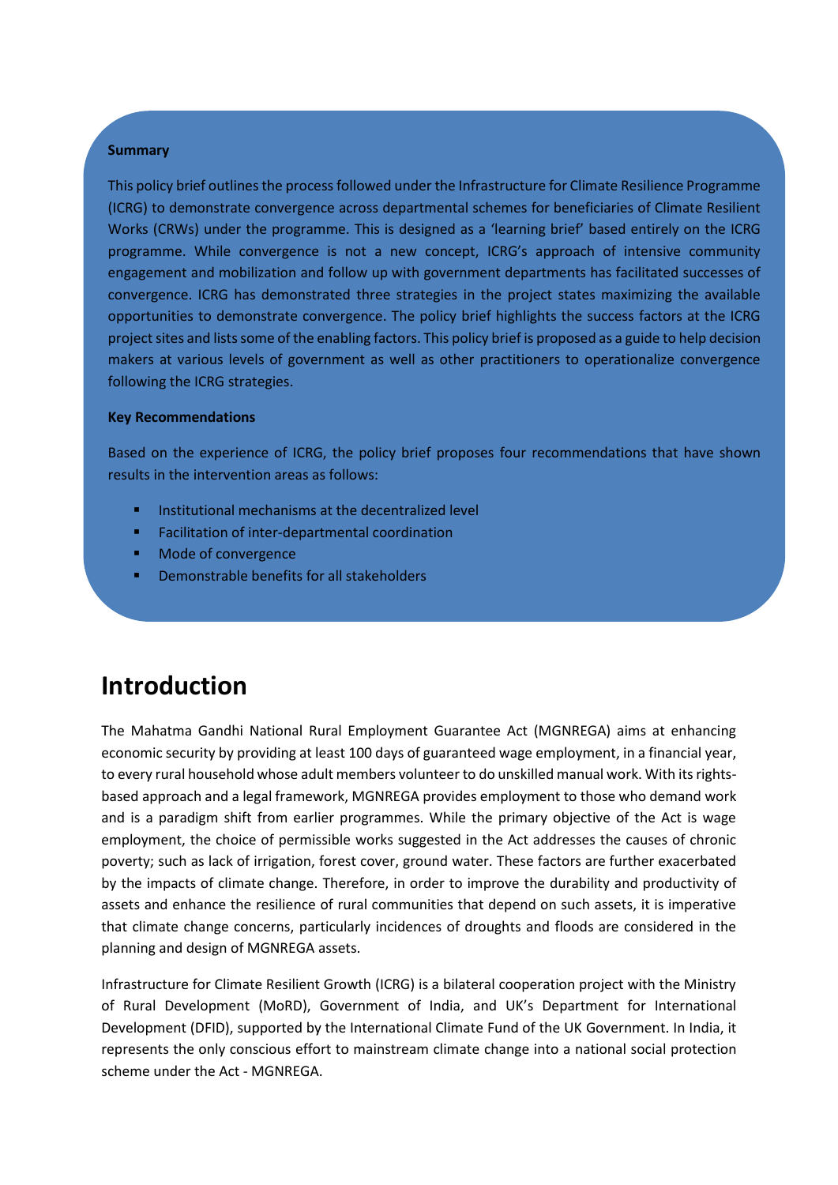**Summary**

This policy brief outlines the process followed under the Infrastructure for Climate Resilience Programme (ICRG) to demonstrate convergence across departmental schemes for beneficiaries of Climate Resilient Works (CRWs) under the programme. This is designed as a 'learning brief' based entirely on the ICRG programme. While convergence is not a new concept, ICRG's approach of intensive community engagement and mobilization and follow up with government departments has facilitated successes of convergence. ICRG has demonstrated three strategies in the project states maximizing the available opportunities to demonstrate convergence. The policy brief highlights the success factors at the ICRG project sites and lists some of the enabling factors. This policy brief is proposed as a guide to help decision makers at various levels of government as well as other practitioners to operationalize convergence following the ICRG strategies.

**Key Recommendations**

Based on the experience of ICRG, the policy brief proposes four recommendations that have shown results in the intervention areas as follows:

- Institutional mechanisms at the decentralized level
- Facilitation of inter-departmental coordination
- Mode of convergence
- Demonstrable benefits for all stakeholders

# Introduction

The Mahatma Gandhi National Rural Employment Guarantee Act (MGNREGA) aims at enhancing economic security by providing at least 100 days of guaranteed wage employment, in a financial year, to every rural household whose adult members volunteer to do unskilled manual work. With its rights-based approach and a legal framework, MGNREGA provides employment to those who demand work and is a paradigm shift from earlier programmes. While the primary objective of the Act is wage employment, the choice of permissible works suggested in the Act addresses the causes of chronic poverty; such as lack of irrigation, forest cover, ground water. These factors are further exacerbated by the impacts of climate change. Therefore, in order to improve the durability and productivity of assets and enhance the resilience of rural communities that depend on such assets, it is imperative that climate change concerns, particularly incidences of droughts and floods are considered in the planning and design of MGNREGA assets.

Infrastructure for Climate Resilient Growth (ICRG) is a bilateral cooperation project with the Ministry of Rural Development (MoRD), Government of India, and UK's Department for International Development (DFID), supported by the International Climate Fund of the UK Government. In India, it represents the only conscious effort to mainstream climate change into a national social protection scheme under the Act - MGNREGA.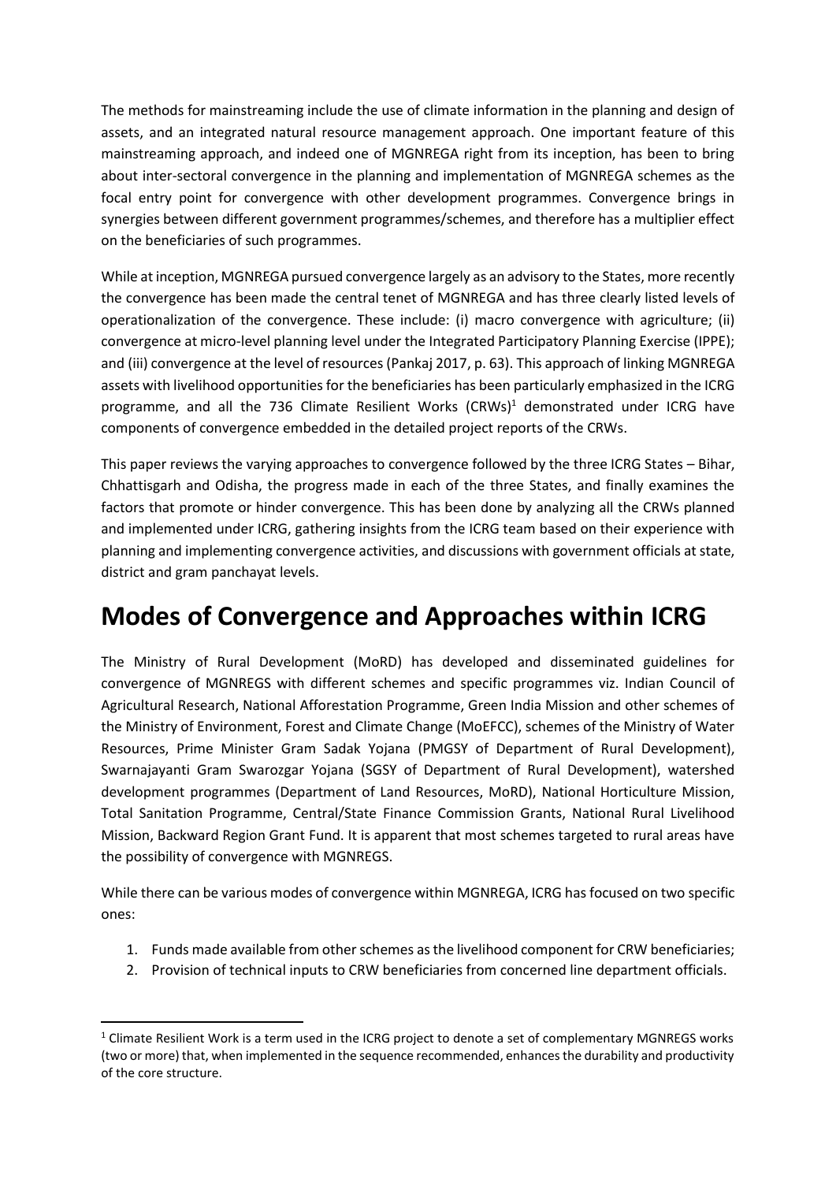The methods for mainstreaming include the use of climate information in the planning and design of assets, and an integrated natural resource management approach. One important feature of this mainstreaming approach, and indeed one of MGNREGA right from its inception, has been to bring about inter-sectoral convergence in the planning and implementation of MGNREGA schemes as the focal entry point for convergence with other development programmes. Convergence brings in synergies between different government programmes/schemes, and therefore has a multiplier effect on the beneficiaries of such programmes.

While at inception, MGNREGA pursued convergence largely as an advisory to the States, more recently the convergence has been made the central tenet of MGNREGA and has three clearly listed levels of operationalization of the convergence. These include: (i) macro convergence with agriculture; (ii) convergence at micro-level planning level under the Integrated Participatory Planning Exercise (IPPE); and (iii) convergence at the level of resources (Pankaj 2017, p. 63). This approach of linking MGNREGA assets with livelihood opportunities for the beneficiaries has been particularly emphasized in the ICRG programme, and all the 736 Climate Resilient Works (CRWs)[1] demonstrated under ICRG have components of convergence embedded in the detailed project reports of the CRWs.

This paper reviews the varying approaches to convergence followed by the three ICRG States – Bihar, Chhattisgarh and Odisha, the progress made in each of the three States, and finally examines the factors that promote or hinder convergence. This has been done by analyzing all the CRWs planned and implemented under ICRG, gathering insights from the ICRG team based on their experience with planning and implementing convergence activities, and discussions with government officials at state, district and gram panchayat levels.

# Modes of Convergence and Approaches within ICRG

The Ministry of Rural Development (MoRD) has developed and disseminated guidelines for convergence of MGNREGS with different schemes and specific programmes viz. Indian Council of Agricultural Research, National Afforestation Programme, Green India Mission and other schemes of the Ministry of Environment, Forest and Climate Change (MoEFCC), schemes of the Ministry of Water Resources, Prime Minister Gram Sadak Yojana (PMGSY of Department of Rural Development), Swarnajayanti Gram Swarozgar Yojana (SGSY of Department of Rural Development), watershed development programmes (Department of Land Resources, MoRD), National Horticulture Mission, Total Sanitation Programme, Central/State Finance Commission Grants, National Rural Livelihood Mission, Backward Region Grant Fund. It is apparent that most schemes targeted to rural areas have the possibility of convergence with MGNREGS.

While there can be various modes of convergence within MGNREGA, ICRG has focused on two specific ones:

1. Funds made available from other schemes as the livelihood component for CRW beneficiaries;
2. Provision of technical inputs to CRW beneficiaries from concerned line department officials.

[1] Climate Resilient Work is a term used in the ICRG project to denote a set of complementary MGNREGS works (two or more) that, when implemented in the sequence recommended, enhances the durability and productivity of the core structure.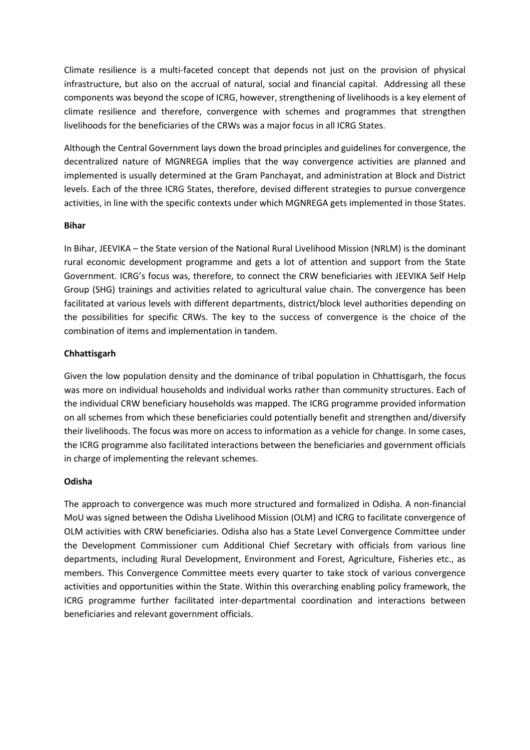Climate resilience is a multi-faceted concept that depends not just on the provision of physical infrastructure, but also on the accrual of natural, social and financial capital. Addressing all these components was beyond the scope of ICRG, however, strengthening of livelihoods is a key element of climate resilience and therefore, convergence with schemes and programmes that strengthen livelihoods for the beneficiaries of the CRWs was a major focus in all ICRG States.

Although the Central Government lays down the broad principles and guidelines for convergence, the decentralized nature of MGNREGA implies that the way convergence activities are planned and implemented is usually determined at the Gram Panchayat, and administration at Block and District levels. Each of the three ICRG States, therefore, devised different strategies to pursue convergence activities, in line with the specific contexts under which MGNREGA gets implemented in those States.

**Bihar**

In Bihar, JEEVIKA – the State version of the National Rural Livelihood Mission (NRLM) is the dominant rural economic development programme and gets a lot of attention and support from the State Government. ICRG's focus was, therefore, to connect the CRW beneficiaries with JEEVIKA Self Help Group (SHG) trainings and activities related to agricultural value chain. The convergence has been facilitated at various levels with different departments, district/block level authorities depending on the possibilities for specific CRWs. The key to the success of convergence is the choice of the combination of items and implementation in tandem.

**Chhattisgarh**

Given the low population density and the dominance of tribal population in Chhattisgarh, the focus was more on individual households and individual works rather than community structures. Each of the individual CRW beneficiary households was mapped. The ICRG programme provided information on all schemes from which these beneficiaries could potentially benefit and strengthen and/diversify their livelihoods. The focus was more on access to information as a vehicle for change. In some cases, the ICRG programme also facilitated interactions between the beneficiaries and government officials in charge of implementing the relevant schemes.

**Odisha**

The approach to convergence was much more structured and formalized in Odisha. A non-financial MoU was signed between the Odisha Livelihood Mission (OLM) and ICRG to facilitate convergence of OLM activities with CRW beneficiaries. Odisha also has a State Level Convergence Committee under the Development Commissioner cum Additional Chief Secretary with officials from various line departments, including Rural Development, Environment and Forest, Agriculture, Fisheries etc., as members. This Convergence Committee meets every quarter to take stock of various convergence activities and opportunities within the State. Within this overarching enabling policy framework, the ICRG programme further facilitated inter-departmental coordination and interactions between beneficiaries and relevant government officials.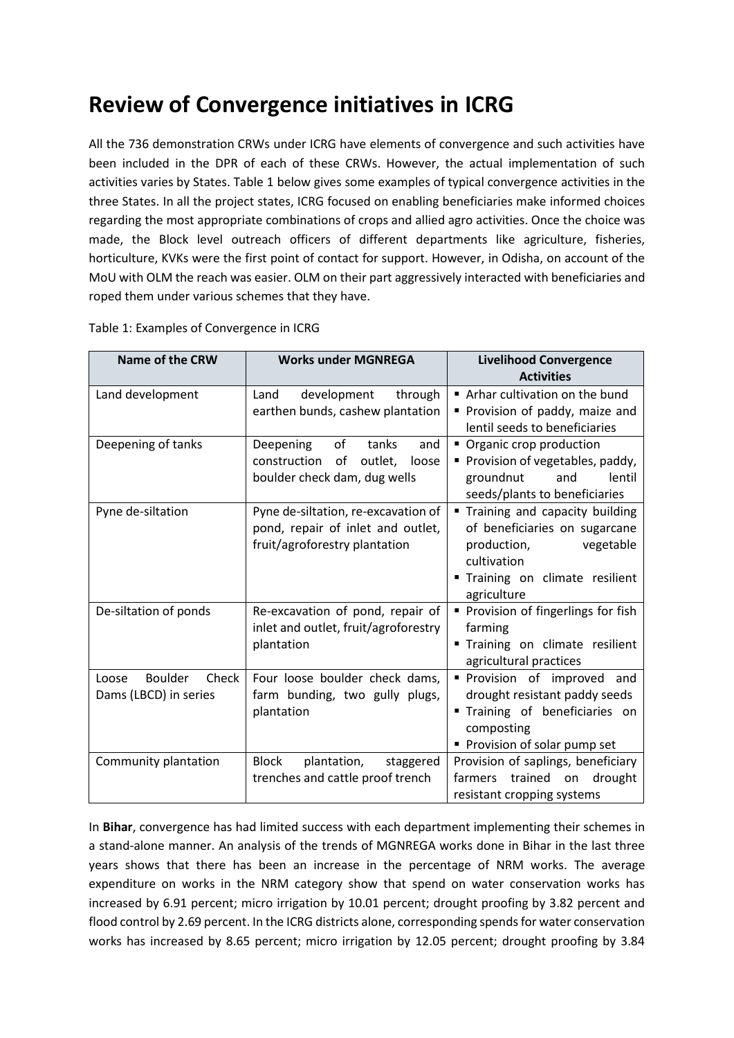# Review of Convergence initiatives in ICRG

All the 736 demonstration CRWs under ICRG have elements of convergence and such activities have been included in the DPR of each of these CRWs. However, the actual implementation of such activities varies by States. Table 1 below gives some examples of typical convergence activities in the three States. In all the project states, ICRG focused on enabling beneficiaries make informed choices regarding the most appropriate combinations of crops and allied agro activities. Once the choice was made, the Block level outreach officers of different departments like agriculture, fisheries, horticulture, KVKs were the first point of contact for support. However, in Odisha, on account of the MoU with OLM the reach was easier. OLM on their part aggressively interacted with beneficiaries and roped them under various schemes that they have.

Table 1: Examples of Convergence in ICRG

| Name of the CRW | Works under MGNREGA | Livelihood Convergence Activities |
|---|---|---|
| Land development | Land development through earthen bunds, cashew plantation | ▪ Arhar cultivation on the bund<br>▪ Provision of paddy, maize and lentil seeds to beneficiaries |
| Deepening of tanks | Deepening of tanks and construction of outlet, loose boulder check dam, dug wells | ▪ Organic crop production<br>▪ Provision of vegetables, paddy, groundnut and lentil seeds/plants to beneficiaries |
| Pyne de-siltation | Pyne de-siltation, re-excavation of pond, repair of inlet and outlet, fruit/agroforestry plantation | ▪ Training and capacity building of beneficiaries on sugarcane production, vegetable cultivation<br>▪ Training on climate resilient agriculture |
| De-siltation of ponds | Re-excavation of pond, repair of inlet and outlet, fruit/agroforestry plantation | ▪ Provision of fingerlings for fish farming<br>▪ Training on climate resilient agricultural practices |
| Loose Boulder Check Dams (LBCD) in series | Four loose boulder check dams, farm bunding, two gully plugs, plantation | ▪ Provision of improved and drought resistant paddy seeds<br>▪ Training of beneficiaries on composting<br>▪ Provision of solar pump set |
| Community plantation | Block plantation, staggered trenches and cattle proof trench | Provision of saplings, beneficiary farmers trained on drought resistant cropping systems |

In **Bihar**, convergence has had limited success with each department implementing their schemes in a stand-alone manner. An analysis of the trends of MGNREGA works done in Bihar in the last three years shows that there has been an increase in the percentage of NRM works. The average expenditure on works in the NRM category show that spend on water conservation works has increased by 6.91 percent; micro irrigation by 10.01 percent; drought proofing by 3.82 percent and flood control by 2.69 percent. In the ICRG districts alone, corresponding spends for water conservation works has increased by 8.65 percent; micro irrigation by 12.05 percent; drought proofing by 3.84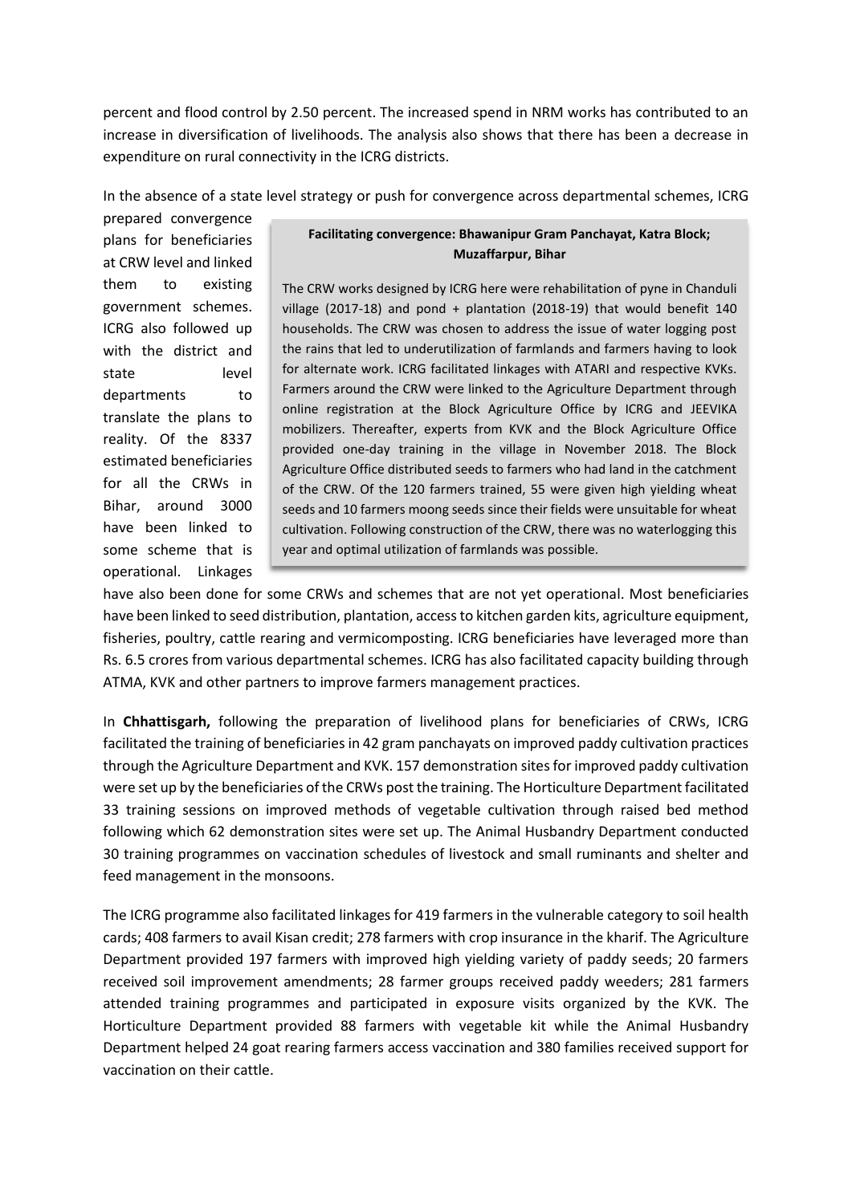percent and flood control by 2.50 percent. The increased spend in NRM works has contributed to an increase in diversification of livelihoods. The analysis also shows that there has been a decrease in expenditure on rural connectivity in the ICRG districts.

In the absence of a state level strategy or push for convergence across departmental schemes, ICRG prepared convergence plans for beneficiaries at CRW level and linked them to existing government schemes. ICRG also followed up with the district and state level departments to translate the plans to reality. Of the 8337 estimated beneficiaries for all the CRWs in Bihar, around 3000 have been linked to some scheme that is operational. Linkages have also been done for some CRWs and schemes that are not yet operational. Most beneficiaries have been linked to seed distribution, plantation, access to kitchen garden kits, agriculture equipment, fisheries, poultry, cattle rearing and vermicomposting. ICRG beneficiaries have leveraged more than Rs. 6.5 crores from various departmental schemes. ICRG has also facilitated capacity building through ATMA, KVK and other partners to improve farmers management practices.

> **Facilitating convergence: Bhawanipur Gram Panchayat, Katra Block; Muzaffarpur, Bihar**
>
> The CRW works designed by ICRG here were rehabilitation of pyne in Chanduli village (2017-18) and pond + plantation (2018-19) that would benefit 140 households. The CRW was chosen to address the issue of water logging post the rains that led to underutilization of farmlands and farmers having to look for alternate work. ICRG facilitated linkages with ATARI and respective KVKs. Farmers around the CRW were linked to the Agriculture Department through online registration at the Block Agriculture Office by ICRG and JEEVIKA mobilizers. Thereafter, experts from KVK and the Block Agriculture Office provided one-day training in the village in November 2018. The Block Agriculture Office distributed seeds to farmers who had land in the catchment of the CRW. Of the 120 farmers trained, 55 were given high yielding wheat seeds and 10 farmers moong seeds since their fields were unsuitable for wheat cultivation. Following construction of the CRW, there was no waterlogging this year and optimal utilization of farmlands was possible.

In **Chhattisgarh,** following the preparation of livelihood plans for beneficiaries of CRWs, ICRG facilitated the training of beneficiaries in 42 gram panchayats on improved paddy cultivation practices through the Agriculture Department and KVK. 157 demonstration sites for improved paddy cultivation were set up by the beneficiaries of the CRWs post the training. The Horticulture Department facilitated 33 training sessions on improved methods of vegetable cultivation through raised bed method following which 62 demonstration sites were set up. The Animal Husbandry Department conducted 30 training programmes on vaccination schedules of livestock and small ruminants and shelter and feed management in the monsoons.

The ICRG programme also facilitated linkages for 419 farmers in the vulnerable category to soil health cards; 408 farmers to avail Kisan credit; 278 farmers with crop insurance in the kharif. The Agriculture Department provided 197 farmers with improved high yielding variety of paddy seeds; 20 farmers received soil improvement amendments; 28 farmer groups received paddy weeders; 281 farmers attended training programmes and participated in exposure visits organized by the KVK. The Horticulture Department provided 88 farmers with vegetable kit while the Animal Husbandry Department helped 24 goat rearing farmers access vaccination and 380 families received support for vaccination on their cattle.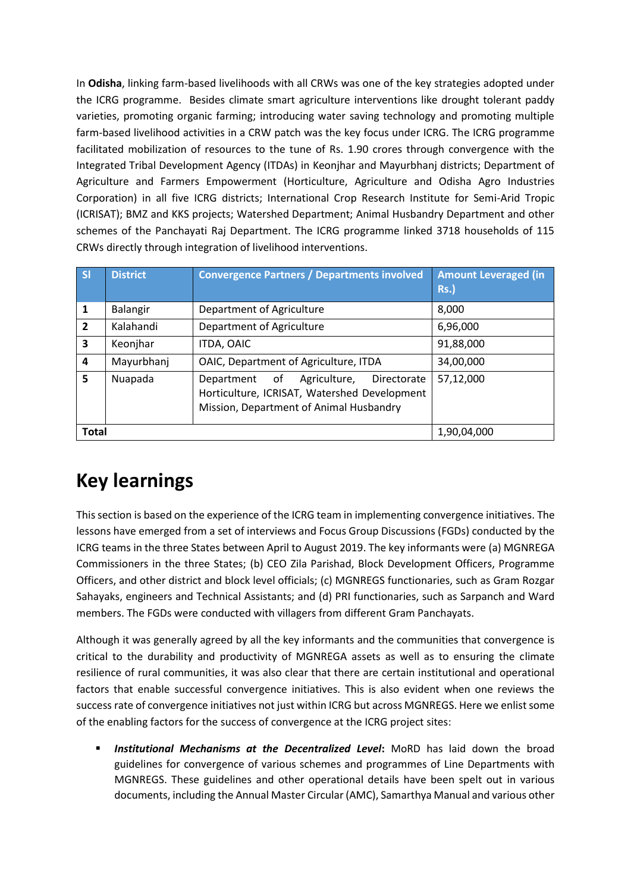In **Odisha**, linking farm-based livelihoods with all CRWs was one of the key strategies adopted under the ICRG programme. Besides climate smart agriculture interventions like drought tolerant paddy varieties, promoting organic farming; introducing water saving technology and promoting multiple farm-based livelihood activities in a CRW patch was the key focus under ICRG. The ICRG programme facilitated mobilization of resources to the tune of Rs. 1.90 crores through convergence with the Integrated Tribal Development Agency (ITDAs) in Keonjhar and Mayurbhanj districts; Department of Agriculture and Farmers Empowerment (Horticulture, Agriculture and Odisha Agro Industries Corporation) in all five ICRG districts; International Crop Research Institute for Semi-Arid Tropic (ICRISAT); BMZ and KKS projects; Watershed Department; Animal Husbandry Department and other schemes of the Panchayati Raj Department. The ICRG programme linked 3718 households of 115 CRWs directly through integration of livelihood interventions.

| Sl | District | Convergence Partners / Departments involved | Amount Leveraged (in Rs.) |
|---|---|---|---|
| **1** | Balangir | Department of Agriculture | 8,000 |
| **2** | Kalahandi | Department of Agriculture | 6,96,000 |
| **3** | Keonjhar | ITDA, OAIC | 91,88,000 |
| **4** | Mayurbhanj | OAIC, Department of Agriculture, ITDA | 34,00,000 |
| **5** | Nuapada | Department of Agriculture, Directorate Horticulture, ICRISAT, Watershed Development Mission, Department of Animal Husbandry | 57,12,000 |
| **Total** | | | 1,90,04,000 |

# Key learnings

This section is based on the experience of the ICRG team in implementing convergence initiatives. The lessons have emerged from a set of interviews and Focus Group Discussions (FGDs) conducted by the ICRG teams in the three States between April to August 2019. The key informants were (a) MGNREGA Commissioners in the three States; (b) CEO Zila Parishad, Block Development Officers, Programme Officers, and other district and block level officials; (c) MGNREGS functionaries, such as Gram Rozgar Sahayaks, engineers and Technical Assistants; and (d) PRI functionaries, such as Sarpanch and Ward members. The FGDs were conducted with villagers from different Gram Panchayats.

Although it was generally agreed by all the key informants and the communities that convergence is critical to the durability and productivity of MGNREGA assets as well as to ensuring the climate resilience of rural communities, it was also clear that there are certain institutional and operational factors that enable successful convergence initiatives. This is also evident when one reviews the success rate of convergence initiatives not just within ICRG but across MGNREGS. Here we enlist some of the enabling factors for the success of convergence at the ICRG project sites:

- ***Institutional Mechanisms at the Decentralized Level*****:** MoRD has laid down the broad guidelines for convergence of various schemes and programmes of Line Departments with MGNREGS. These guidelines and other operational details have been spelt out in various documents, including the Annual Master Circular (AMC), Samarthya Manual and various other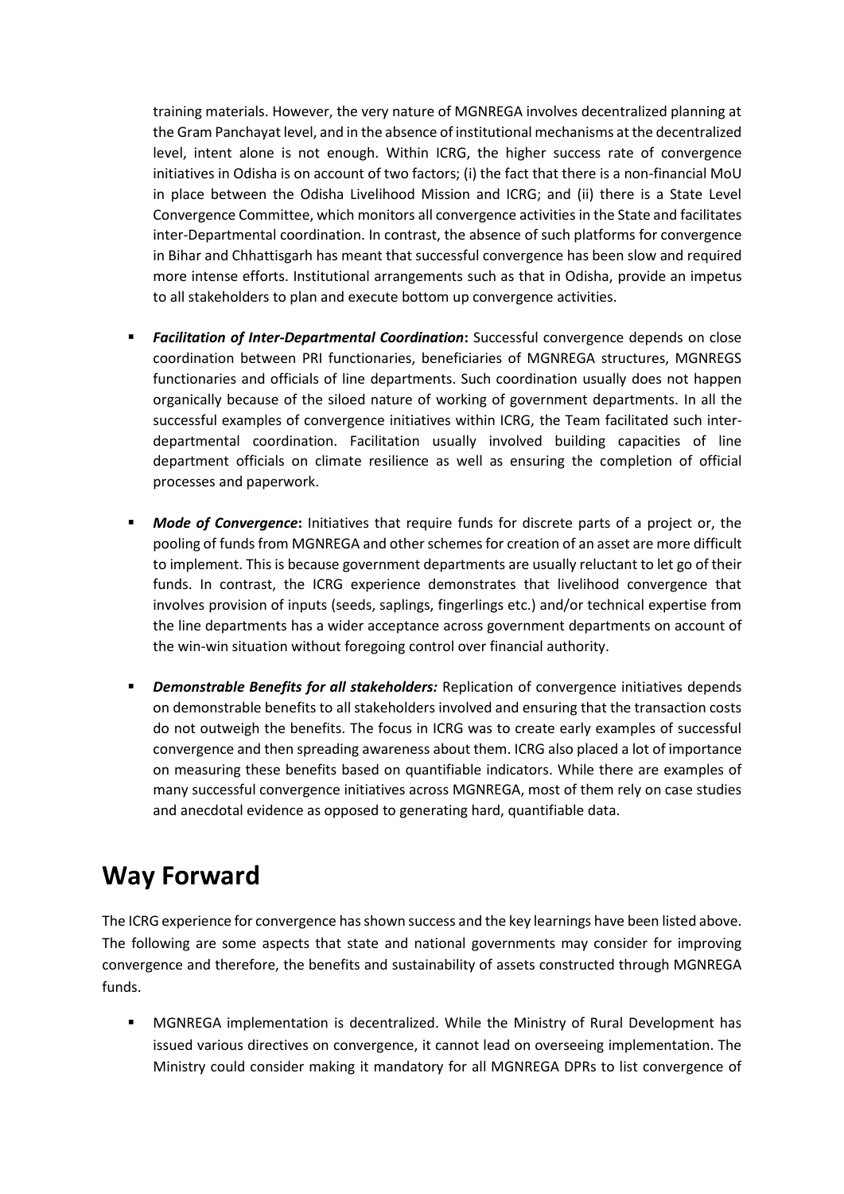training materials. However, the very nature of MGNREGA involves decentralized planning at the Gram Panchayat level, and in the absence of institutional mechanisms at the decentralized level, intent alone is not enough. Within ICRG, the higher success rate of convergence initiatives in Odisha is on account of two factors; (i) the fact that there is a non-financial MoU in place between the Odisha Livelihood Mission and ICRG; and (ii) there is a State Level Convergence Committee, which monitors all convergence activities in the State and facilitates inter-Departmental coordination. In contrast, the absence of such platforms for convergence in Bihar and Chhattisgarh has meant that successful convergence has been slow and required more intense efforts. Institutional arrangements such as that in Odisha, provide an impetus to all stakeholders to plan and execute bottom up convergence activities.

- ***Facilitation of Inter-Departmental Coordination*:** Successful convergence depends on close coordination between PRI functionaries, beneficiaries of MGNREGA structures, MGNREGS functionaries and officials of line departments. Such coordination usually does not happen organically because of the siloed nature of working of government departments. In all the successful examples of convergence initiatives within ICRG, the Team facilitated such inter-departmental coordination. Facilitation usually involved building capacities of line department officials on climate resilience as well as ensuring the completion of official processes and paperwork.

- ***Mode of Convergence*:** Initiatives that require funds for discrete parts of a project or, the pooling of funds from MGNREGA and other schemes for creation of an asset are more difficult to implement. This is because government departments are usually reluctant to let go of their funds. In contrast, the ICRG experience demonstrates that livelihood convergence that involves provision of inputs (seeds, saplings, fingerlings etc.) and/or technical expertise from the line departments has a wider acceptance across government departments on account of the win-win situation without foregoing control over financial authority.

- ***Demonstrable Benefits for all stakeholders:*** Replication of convergence initiatives depends on demonstrable benefits to all stakeholders involved and ensuring that the transaction costs do not outweigh the benefits. The focus in ICRG was to create early examples of successful convergence and then spreading awareness about them. ICRG also placed a lot of importance on measuring these benefits based on quantifiable indicators. While there are examples of many successful convergence initiatives across MGNREGA, most of them rely on case studies and anecdotal evidence as opposed to generating hard, quantifiable data.

# Way Forward

The ICRG experience for convergence has shown success and the key learnings have been listed above. The following are some aspects that state and national governments may consider for improving convergence and therefore, the benefits and sustainability of assets constructed through MGNREGA funds.

- MGNREGA implementation is decentralized. While the Ministry of Rural Development has issued various directives on convergence, it cannot lead on overseeing implementation. The Ministry could consider making it mandatory for all MGNREGA DPRs to list convergence of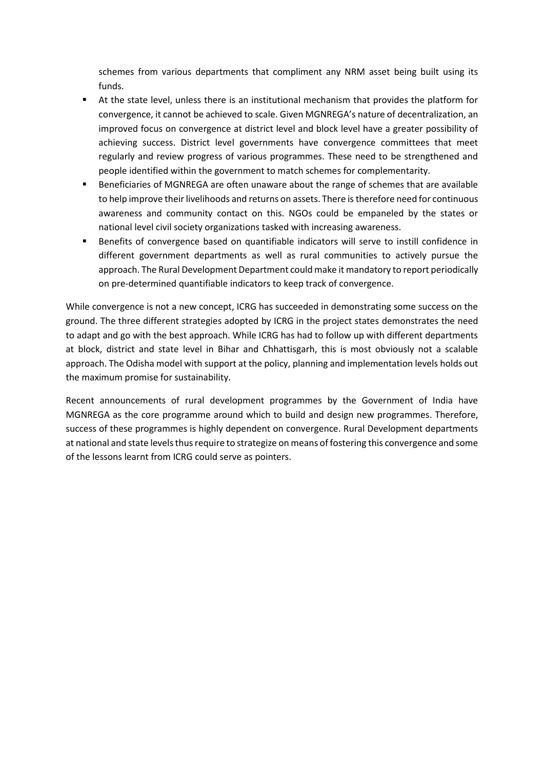schemes from various departments that compliment any NRM asset being built using its funds.

- At the state level, unless there is an institutional mechanism that provides the platform for convergence, it cannot be achieved to scale. Given MGNREGA's nature of decentralization, an improved focus on convergence at district level and block level have a greater possibility of achieving success. District level governments have convergence committees that meet regularly and review progress of various programmes. These need to be strengthened and people identified within the government to match schemes for complementarity.
- Beneficiaries of MGNREGA are often unaware about the range of schemes that are available to help improve their livelihoods and returns on assets. There is therefore need for continuous awareness and community contact on this. NGOs could be empaneled by the states or national level civil society organizations tasked with increasing awareness.
- Benefits of convergence based on quantifiable indicators will serve to instill confidence in different government departments as well as rural communities to actively pursue the approach. The Rural Development Department could make it mandatory to report periodically on pre-determined quantifiable indicators to keep track of convergence.

While convergence is not a new concept, ICRG has succeeded in demonstrating some success on the ground. The three different strategies adopted by ICRG in the project states demonstrates the need to adapt and go with the best approach. While ICRG has had to follow up with different departments at block, district and state level in Bihar and Chhattisgarh, this is most obviously not a scalable approach. The Odisha model with support at the policy, planning and implementation levels holds out the maximum promise for sustainability.

Recent announcements of rural development programmes by the Government of India have MGNREGA as the core programme around which to build and design new programmes. Therefore, success of these programmes is highly dependent on convergence. Rural Development departments at national and state levels thus require to strategize on means of fostering this convergence and some of the lessons learnt from ICRG could serve as pointers.